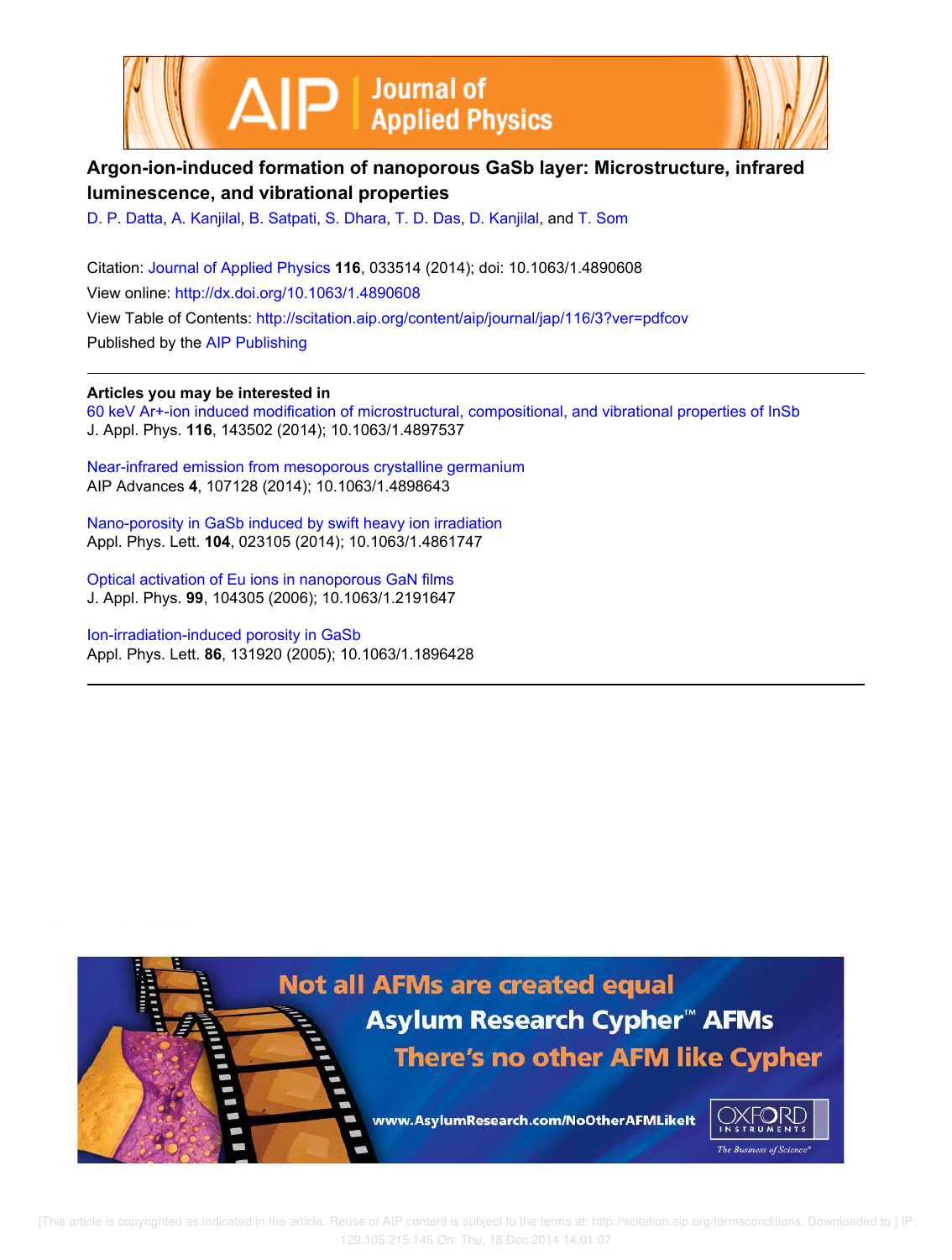# Argon-ion-induced formation of nanoporous GaSb layer: Microstructure, infrared luminescence, and vibrational properties

D. P. Datta, A. Kanjilal, B. Satpati, S. Dhara, T. D. Das, D. Kanjilal, and T. Som

Citation: Journal of Applied Physics **116**, 033514 (2014); doi: 10.1063/1.4890608

View online: http://dx.doi.org/10.1063/1.4890608

View Table of Contents: http://scitation.aip.org/content/aip/journal/jap/116/3?ver=pdfcov

Published by the AIP Publishing

**Articles you may be interested in**

60 keV Ar+-ion induced modification of microstructural, compositional, and vibrational properties of InSb
J. Appl. Phys. **116**, 143502 (2014); 10.1063/1.4897537

Near-infrared emission from mesoporous crystalline germanium
AIP Advances **4**, 107128 (2014); 10.1063/1.4898643

Nano-porosity in GaSb induced by swift heavy ion irradiation
Appl. Phys. Lett. **104**, 023105 (2014); 10.1063/1.4861747

Optical activation of Eu ions in nanoporous GaN films
J. Appl. Phys. **99**, 104305 (2006); 10.1063/1.2191647

Ion-irradiation-induced porosity in GaSb
Appl. Phys. Lett. **86**, 131920 (2005); 10.1063/1.1896428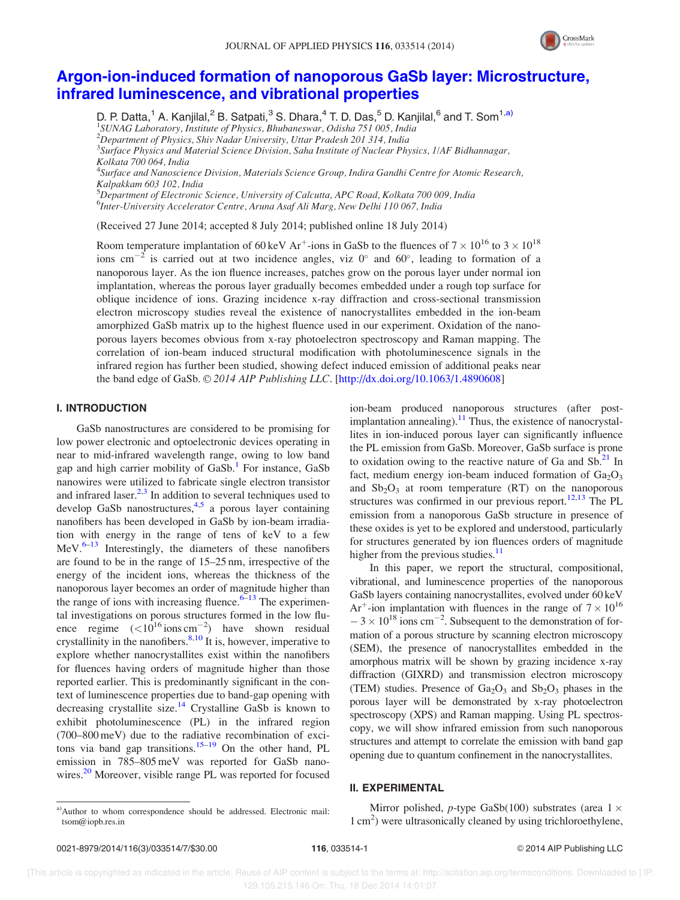# Argon-ion-induced formation of nanoporous GaSb layer: Microstructure, infrared luminescence, and vibrational properties

D. P. Datta,[1] A. Kanjilal,[2] B. Satpati,[3] S. Dhara,[4] T. D. Das,[5] D. Kanjilal,[6] and T. Som[1,a)]

[1]*SUNAG Laboratory, Institute of Physics, Bhubaneswar, Odisha 751 005, India*
[2]*Department of Physics, Shiv Nadar University, Uttar Pradesh 201 314, India*
[3]*Surface Physics and Material Science Division, Saha Institute of Nuclear Physics, 1/AF Bidhannagar, Kolkata 700 064, India*
[4]*Surface and Nanoscience Division, Materials Science Group, Indira Gandhi Centre for Atomic Research, Kalpakkam 603 102, India*
[5]*Department of Electronic Science, University of Calcutta, APC Road, Kolkata 700 009, India*
[6]*Inter-University Accelerator Centre, Aruna Asaf Ali Marg, New Delhi 110 067, India*

(Received 27 June 2014; accepted 8 July 2014; published online 18 July 2014)

Room temperature implantation of 60 keV $Ar^+$-ions in GaSb to the fluences of $7 \times 10^{16}$ to $3 \times 10^{18}$ ions $cm^{-2}$ is carried out at two incidence angles, viz 0° and 60°, leading to formation of a nanoporous layer. As the ion fluence increases, patches grow on the porous layer under normal ion implantation, whereas the porous layer gradually becomes embedded under a rough top surface for oblique incidence of ions. Grazing incidence x-ray diffraction and cross-sectional transmission electron microscopy studies reveal the existence of nanocrystallites embedded in the ion-beam amorphized GaSb matrix up to the highest fluence used in our experiment. Oxidation of the nanoporous layers becomes obvious from x-ray photoelectron spectroscopy and Raman mapping. The correlation of ion-beam induced structural modification with photoluminescence signals in the infrared region has further been studied, showing defect induced emission of additional peaks near the band edge of GaSb. © *2014 AIP Publishing LLC*. [http://dx.doi.org/10.1063/1.4890608]

## I. INTRODUCTION

GaSb nanostructures are considered to be promising for low power electronic and optoelectronic devices operating in near to mid-infrared wavelength range, owing to low band gap and high carrier mobility of GaSb.[1] For instance, GaSb nanowires were utilized to fabricate single electron transistor and infrared laser.[2,3] In addition to several techniques used to develop GaSb nanostructures,[4,5] a porous layer containing nanofibers has been developed in GaSb by ion-beam irradiation with energy in the range of tens of keV to a few MeV.[6–13] Interestingly, the diameters of these nanofibers are found to be in the range of 15–25 nm, irrespective of the energy of the incident ions, whereas the thickness of the nanoporous layer becomes an order of magnitude higher than the range of ions with increasing fluence.[6–13] The experimental investigations on porous structures formed in the low fluence regime ($<10^{16}$ ions $cm^{-2}$) have shown residual crystallinity in the nanofibers.[8,10] It is, however, imperative to explore whether nanocrystallites exist within the nanofibers for fluences having orders of magnitude higher than those reported earlier. This is predominantly significant in the context of luminescence properties due to band-gap opening with decreasing crystallite size.[14] Crystalline GaSb is known to exhibit photoluminescence (PL) in the infrared region (700–800 meV) due to the radiative recombination of excitons via band gap transitions.[15–19] On the other hand, PL emission in 785–805 meV was reported for GaSb nanowires.[20] Moreover, visible range PL was reported for focused ion-beam produced nanoporous structures (after post-implantation annealing).[11] Thus, the existence of nanocrystallites in ion-induced porous layer can significantly influence the PL emission from GaSb. Moreover, GaSb surface is prone to oxidation owing to the reactive nature of Ga and Sb.[21] In fact, medium energy ion-beam induced formation of $Ga_2O_3$ and $Sb_2O_3$ at room temperature (RT) on the nanoporous structures was confirmed in our previous report.[12,13] The PL emission from a nanoporous GaSb structure in presence of these oxides is yet to be explored and understood, particularly for structures generated by ion fluences orders of magnitude higher from the previous studies.[11]

In this paper, we report the structural, compositional, vibrational, and luminescence properties of the nanoporous GaSb layers containing nanocrystallites, evolved under 60 keV $Ar^+$-ion implantation with fluences in the range of $7 \times 10^{16} - 3 \times 10^{18}$ ions $cm^{-2}$. Subsequent to the demonstration of formation of a porous structure by scanning electron microscopy (SEM), the presence of nanocrystallites embedded in the amorphous matrix will be shown by grazing incidence x-ray diffraction (GIXRD) and transmission electron microscopy (TEM) studies. Presence of $Ga_2O_3$ and $Sb_2O_3$ phases in the porous layer will be demonstrated by x-ray photoelectron spectroscopy (XPS) and Raman mapping. Using PL spectroscopy, we will show infrared emission from such nanoporous structures and attempt to correlate the emission with band gap opening due to quantum confinement in the nanocrystallites.

## II. EXPERIMENTAL

Mirror polished, *p*-type GaSb(100) substrates (area $1 \times 1$ $cm^2$) were ultrasonically cleaned by using trichloroethylene,

a)Author to whom correspondence should be addressed. Electronic mail: tsom@iopb.res.in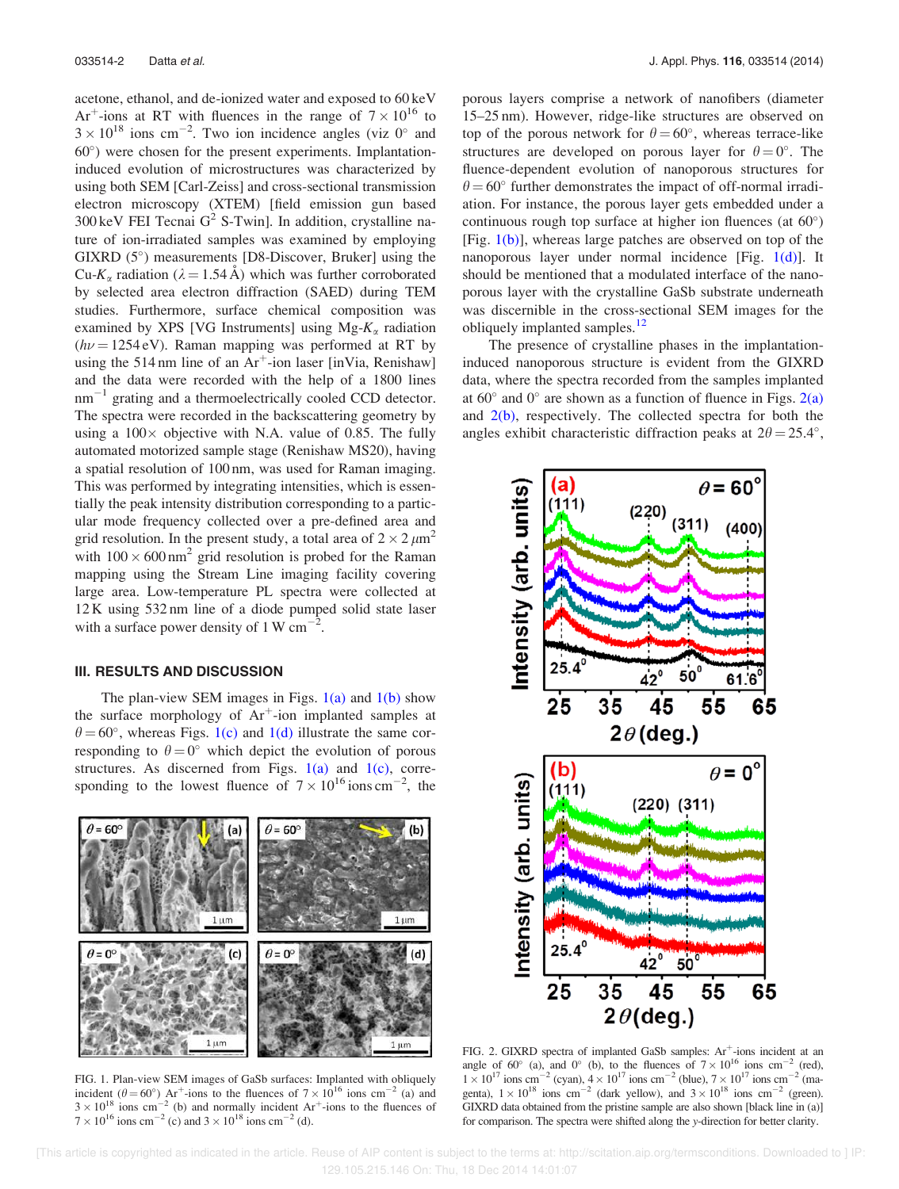acetone, ethanol, and de-ionized water and exposed to 60 keV $Ar^+$-ions at RT with fluences in the range of $7 \times 10^{16}$ to $3 \times 10^{18}$ ions $cm^{-2}$. Two ion incidence angles (viz 0° and 60°) were chosen for the present experiments. Implantation-induced evolution of microstructures was characterized by using both SEM [Carl-Zeiss] and cross-sectional transmission electron microscopy (XTEM) [field emission gun based 300 keV FEI Tecnai $G^2$ S-Twin]. In addition, crystalline nature of ion-irradiated samples was examined by employing GIXRD (5°) measurements [D8-Discover, Bruker] using the Cu-$K_\alpha$ radiation ($\lambda = 1.54$ Å) which was further corroborated by selected area electron diffraction (SAED) during TEM studies. Furthermore, surface chemical composition was examined by XPS [VG Instruments] using Mg-$K_\alpha$ radiation ($h\nu = 1254$ eV). Raman mapping was performed at RT by using the 514 nm line of an $Ar^+$-ion laser [inVia, Renishaw] and the data were recorded with the help of a 1800 lines $nm^{-1}$ grating and a thermoelectrically cooled CCD detector. The spectra were recorded in the backscattering geometry by using a 100× objective with N.A. value of 0.85. The fully automated motorized sample stage (Renishaw MS20), having a spatial resolution of 100 nm, was used for Raman imaging. This was performed by integrating intensities, which is essentially the peak intensity distribution corresponding to a particular mode frequency collected over a pre-defined area and grid resolution. In the present study, a total area of $2 \times 2\ \mu m^2$ with $100 \times 600\ nm^2$ grid resolution is probed for the Raman mapping using the Stream Line imaging facility covering large area. Low-temperature PL spectra were collected at 12 K using 532 nm line of a diode pumped solid state laser with a surface power density of 1 W $cm^{-2}$.

## III. RESULTS AND DISCUSSION

The plan-view SEM images in Figs. 1(a) and 1(b) show the surface morphology of $Ar^+$-ion implanted samples at $\theta = 60°$, whereas Figs. 1(c) and 1(d) illustrate the same corresponding to $\theta = 0°$ which depict the evolution of porous structures. As discerned from Figs. 1(a) and 1(c), corresponding to the lowest fluence of $7 \times 10^{16}$ ions $cm^{-2}$, the porous layers comprise a network of nanofibers (diameter 15–25 nm). However, ridge-like structures are observed on top of the porous network for $\theta = 60°$, whereas terrace-like structures are developed on porous layer for $\theta = 0°$. The fluence-dependent evolution of nanoporous structures for $\theta = 60°$ further demonstrates the impact of off-normal irradiation. For instance, the porous layer gets embedded under a continuous rough top surface at higher ion fluences (at 60°) [Fig. 1(b)], whereas large patches are observed on top of the nanoporous layer under normal incidence [Fig. 1(d)]. It should be mentioned that a modulated interface of the nanoporous layer with the crystalline GaSb substrate underneath was discernible in the cross-sectional SEM images for the obliquely implanted samples.[12]

FIG. 1. Plan-view SEM images of GaSb surfaces: Implanted with obliquely incident ($\theta = 60°$) $Ar^+$-ions to the fluences of $7 \times 10^{16}$ ions $cm^{-2}$ (a) and $3 \times 10^{18}$ ions $cm^{-2}$ (b) and normally incident $Ar^+$-ions to the fluences of $7 \times 10^{16}$ ions $cm^{-2}$ (c) and $3 \times 10^{18}$ ions $cm^{-2}$ (d).

The presence of crystalline phases in the implantation-induced nanoporous structure is evident from the GIXRD data, where the spectra recorded from the samples implanted at 60° and 0° are shown as a function of fluence in Figs. 2(a) and 2(b), respectively. The collected spectra for both the angles exhibit characteristic diffraction peaks at $2\theta = 25.4°$,

FIG. 2. GIXRD spectra of implanted GaSb samples: $Ar^+$-ions incident at an angle of 60° (a), and 0° (b), to the fluences of $7 \times 10^{16}$ ions $cm^{-2}$ (red), $1 \times 10^{17}$ ions $cm^{-2}$ (cyan), $4 \times 10^{17}$ ions $cm^{-2}$ (blue), $7 \times 10^{17}$ ions $cm^{-2}$ (magenta), $1 \times 10^{18}$ ions $cm^{-2}$ (dark yellow), and $3 \times 10^{18}$ ions $cm^{-2}$ (green). GIXRD data obtained from the pristine sample are also shown [black line in (a)] for comparison. The spectra were shifted along the y-direction for better clarity.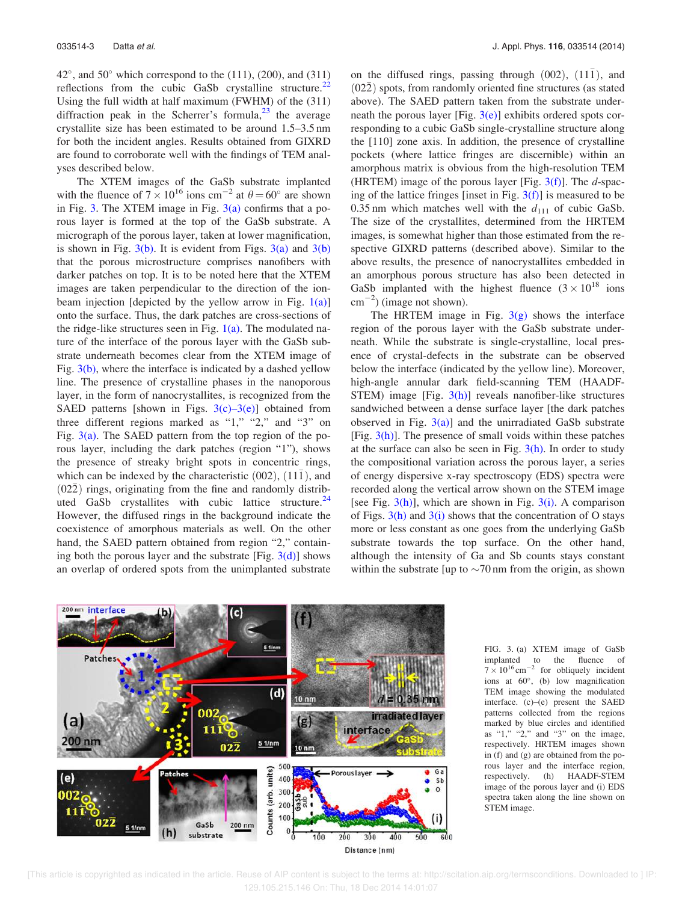42°, and 50° which correspond to the (111), (200), and (311) reflections from the cubic GaSb crystalline structure.[22] Using the full width at half maximum (FWHM) of the (311) diffraction peak in the Scherrer's formula,[23] the average crystallite size has been estimated to be around 1.5–3.5 nm for both the incident angles. Results obtained from GIXRD are found to corroborate well with the findings of TEM analyses described below.

The XTEM images of the GaSb substrate implanted with the fluence of $7 \times 10^{16}$ ions $cm^{-2}$ at $\theta = 60°$ are shown in Fig. 3. The XTEM image in Fig. 3(a) confirms that a porous layer is formed at the top of the GaSb substrate. A micrograph of the porous layer, taken at lower magnification, is shown in Fig. 3(b). It is evident from Figs. 3(a) and 3(b) that the porous microstructure comprises nanofibers with darker patches on top. It is to be noted here that the XTEM images are taken perpendicular to the direction of the ion-beam injection [depicted by the yellow arrow in Fig. 1(a)] onto the surface. Thus, the dark patches are cross-sections of the ridge-like structures seen in Fig. 1(a). The modulated nature of the interface of the porous layer with the GaSb substrate underneath becomes clear from the XTEM image of Fig. 3(b), where the interface is indicated by a dashed yellow line. The presence of crystalline phases in the nanoporous layer, in the form of nanocrystallites, is recognized from the SAED patterns [shown in Figs. 3(c)–3(e)] obtained from three different regions marked as "1," "2," and "3" on Fig. 3(a). The SAED pattern from the top region of the porous layer, including the dark patches (region "1"), shows the presence of streaky bright spots in concentric rings, which can be indexed by the characteristic (002), $(11\bar{1})$, and $(02\bar{2})$ rings, originating from the fine and randomly distributed GaSb crystallites with cubic lattice structure.[24] However, the diffused rings in the background indicate the coexistence of amorphous materials as well. On the other hand, the SAED pattern obtained from region "2," containing both the porous layer and the substrate [Fig. 3(d)] shows an overlap of ordered spots from the unimplanted substrate on the diffused rings, passing through (002), $(11\bar{1})$, and $(02\bar{2})$ spots, from randomly oriented fine structures (as stated above). The SAED pattern taken from the substrate underneath the porous layer [Fig. 3(e)] exhibits ordered spots corresponding to a cubic GaSb single-crystalline structure along the [110] zone axis. In addition, the presence of crystalline pockets (where lattice fringes are discernible) within an amorphous matrix is obvious from the high-resolution TEM (HRTEM) image of the porous layer [Fig. 3(f)]. The *d*-spacing of the lattice fringes [inset in Fig. 3(f)] is measured to be 0.35 nm which matches well with the $d_{111}$ of cubic GaSb. The size of the crystallites, determined from the HRTEM images, is somewhat higher than those estimated from the respective GIXRD patterns (described above). Similar to the above results, the presence of nanocrystallites embedded in an amorphous porous structure has also been detected in GaSb implanted with the highest fluence ($3 \times 10^{18}$ ions $cm^{-2}$) (image not shown).

The HRTEM image in Fig. 3(g) shows the interface region of the porous layer with the GaSb substrate underneath. While the substrate is single-crystalline, local presence of crystal-defects in the substrate can be observed below the interface (indicated by the yellow line). Moreover, high-angle annular dark field-scanning TEM (HAADF-STEM) image [Fig. 3(h)] reveals nanofiber-like structures sandwiched between a dense surface layer [the dark patches observed in Fig. 3(a)] and the unirradiated GaSb substrate [Fig. 3(h)]. The presence of small voids within these patches at the surface can also be seen in Fig. 3(h). In order to study the compositional variation across the porous layer, a series of energy dispersive x-ray spectroscopy (EDS) spectra were recorded along the vertical arrow shown on the STEM image [see Fig. 3(h)], which are shown in Fig. 3(i). A comparison of Figs. 3(h) and 3(i) shows that the concentration of O stays more or less constant as one goes from the underlying GaSb substrate towards the top surface. On the other hand, although the intensity of Ga and Sb counts stays constant within the substrate [up to ~70 nm from the origin, as shown

FIG. 3. (a) XTEM image of GaSb implanted to the fluence of $7 \times 10^{16}$ $cm^{-2}$ for obliquely incident ions at 60°, (b) low magnification TEM image showing the modulated interface. (c)–(e) present the SAED patterns collected from the regions marked by blue circles and identified as "1," "2," and "3" on the image, respectively. HRTEM images shown in (f) and (g) are obtained from the porous layer and the interface region, respectively. (h) HAADF-STEM image of the porous layer and (i) EDS spectra taken along the line shown on STEM image.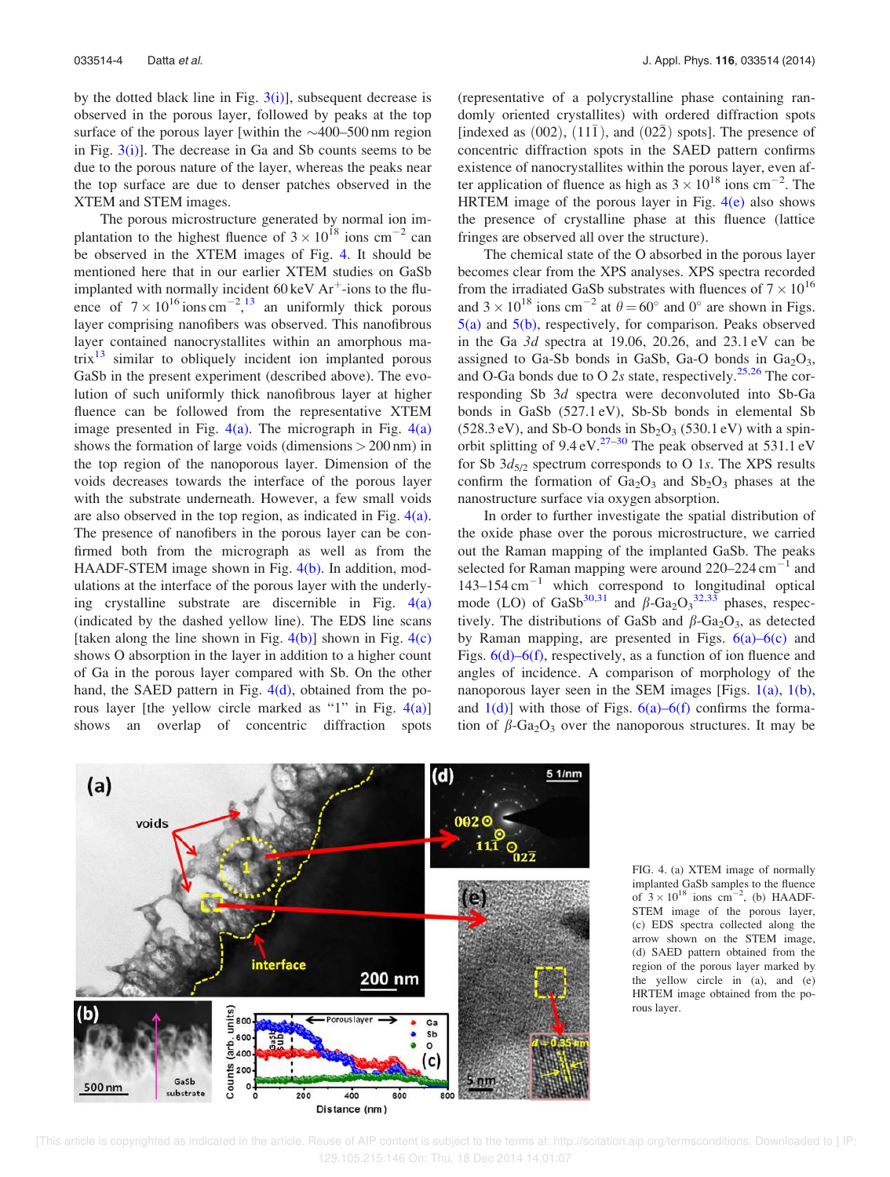by the dotted black line in Fig. 3(i)], subsequent decrease is observed in the porous layer, followed by peaks at the top surface of the porous layer [within the ~400–500 nm region in Fig. 3(i)]. The decrease in Ga and Sb counts seems to be due to the porous nature of the layer, whereas the peaks near the top surface are due to denser patches observed in the XTEM and STEM images.

The porous microstructure generated by normal ion implantation to the highest fluence of $3 \times 10^{18}$ ions cm$^{-2}$ can be observed in the XTEM images of Fig. 4. It should be mentioned here that in our earlier XTEM studies on GaSb implanted with normally incident 60 keV $Ar^+$-ions to the fluence of $7 \times 10^{16}$ ions cm$^{-2}$,[13] an uniformly thick porous layer comprising nanofibers was observed. This nanofibrous layer contained nanocrystallites within an amorphous matrix[13] similar to obliquely incident ion implanted porous GaSb in the present experiment (described above). The evolution of such uniformly thick nanofibrous layer at higher fluence can be followed from the representative XTEM image presented in Fig. 4(a). The micrograph in Fig. 4(a) shows the formation of large voids (dimensions > 200 nm) in the top region of the nanoporous layer. Dimension of the voids decreases towards the interface of the porous layer with the substrate underneath. However, a few small voids are also observed in the top region, as indicated in Fig. 4(a). The presence of nanofibers in the porous layer can be confirmed both from the micrograph as well as from the HAADF-STEM image shown in Fig. 4(b). In addition, modulations at the interface of the porous layer with the underlying crystalline substrate are discernible in Fig. 4(a) (indicated by the dashed yellow line). The EDS line scans [taken along the line shown in Fig. 4(b)] shown in Fig. 4(c) shows O absorption in the layer in addition to a higher count of Ga in the porous layer compared with Sb. On the other hand, the SAED pattern in Fig. 4(d), obtained from the porous layer [the yellow circle marked as "1" in Fig. 4(a)] shows an overlap of concentric diffraction spots (representative of a polycrystalline phase containing randomly oriented crystallites) with ordered diffraction spots [indexed as (002), (11$\bar{1}$), and (02$\bar{2}$) spots]. The presence of concentric diffraction spots in the SAED pattern confirms existence of nanocrystallites within the porous layer, even after application of fluence as high as $3 \times 10^{18}$ ions cm$^{-2}$. The HRTEM image of the porous layer in Fig. 4(e) also shows the presence of crystalline phase at this fluence (lattice fringes are observed all over the structure).

The chemical state of the O absorbed in the porous layer becomes clear from the XPS analyses. XPS spectra recorded from the irradiated GaSb substrates with fluences of $7 \times 10^{16}$ and $3 \times 10^{18}$ ions cm$^{-2}$ at $\theta = 60°$ and 0° are shown in Figs. 5(a) and 5(b), respectively, for comparison. Peaks observed in the Ga 3*d* spectra at 19.06, 20.26, and 23.1 eV can be assigned to Ga-Sb bonds in GaSb, Ga-O bonds in $Ga_2O_3$, and O-Ga bonds due to O 2*s* state, respectively.[25,26] The corresponding Sb 3*d* spectra were deconvoluted into Sb-Ga bonds in GaSb (527.1 eV), Sb-Sb bonds in elemental Sb (528.3 eV), and Sb-O bonds in $Sb_2O_3$ (530.1 eV) with a spin-orbit splitting of 9.4 eV.[27–30] The peak observed at 531.1 eV for Sb $3d_{5/2}$ spectrum corresponds to O 1*s*. The XPS results confirm the formation of $Ga_2O_3$ and $Sb_2O_3$ phases at the nanostructure surface via oxygen absorption.

In order to further investigate the spatial distribution of the oxide phase over the porous microstructure, we carried out the Raman mapping of the implanted GaSb. The peaks selected for Raman mapping were around 220–224 cm$^{-1}$ and 143–154 cm$^{-1}$ which correspond to longitudinal optical mode (LO) of GaSb[30,31] and $\beta$-$Ga_2O_3$[32,33] phases, respectively. The distributions of GaSb and $\beta$-$Ga_2O_3$, as detected by Raman mapping, are presented in Figs. 6(a)–6(c) and Figs. 6(d)–6(f), respectively, as a function of ion fluence and angles of incidence. A comparison of morphology of the nanoporous layer seen in the SEM images [Figs. 1(a), 1(b), and 1(d)] with those of Figs. 6(a)–6(f) confirms the formation of $\beta$-$Ga_2O_3$ over the nanoporous structures. It may be

FIG. 4. (a) XTEM image of normally implanted GaSb samples to the fluence of $3 \times 10^{18}$ ions cm$^{-2}$, (b) HAADF-STEM image of the porous layer, (c) EDS spectra collected along the arrow shown on the STEM image, (d) SAED pattern obtained from the region of the porous layer marked by the yellow circle in (a), and (e) HRTEM image obtained from the porous layer.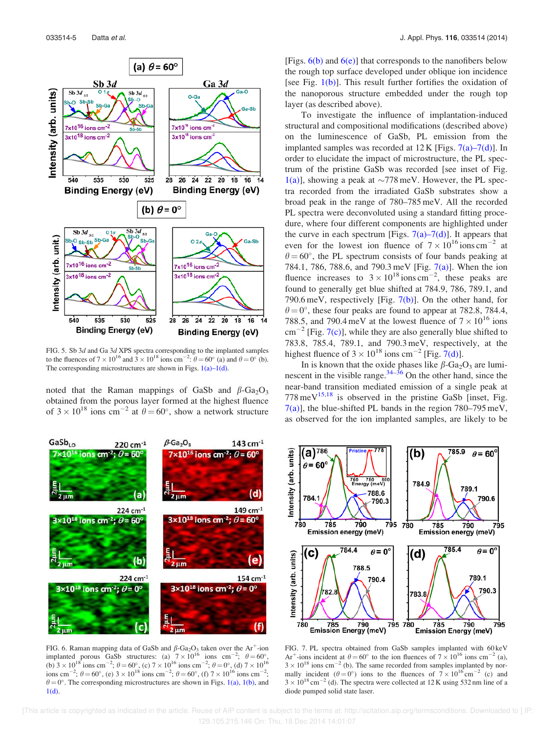FIG. 5. Sb 3*d* and Ga 3*d* XPS spectra corresponding to the implanted samples to the fluences of $7 \times 10^{16}$ and $3 \times 10^{18}$ ions cm$^{-2}$: $\theta = 60°$ (a) and $\theta = 0°$ (b). The corresponding microstructures are shown in Figs. 1(a)–1(d).

noted that the Raman mappings of GaSb and $\beta$-$Ga_2O_3$ obtained from the porous layer formed at the highest fluence of $3 \times 10^{18}$ ions cm$^{-2}$ at $\theta = 60°$, show a network structure [Figs. 6(b) and 6(e)] that corresponds to the nanofibers below the rough top surface developed under oblique ion incidence [see Fig. 1(b)]. This result further fortifies the oxidation of the nanoporous structure embedded under the rough top layer (as described above).

To investigate the influence of implantation-induced structural and compositional modifications (described above) on the luminescence of GaSb, PL emission from the implanted samples was recorded at 12 K [Figs. 7(a)–7(d)]. In order to elucidate the impact of microstructure, the PL spectrum of the pristine GaSb was recorded [see inset of Fig. 1(a)], showing a peak at ~778 meV. However, the PL spectra recorded from the irradiated GaSb substrates show a broad peak in the range of 780–785 meV. All the recorded PL spectra were deconvoluted using a standard fitting procedure, where four different components are highlighted under the curve in each spectrum [Figs. 7(a)–7(d)]. It appears that even for the lowest ion fluence of $7 \times 10^{16}$ ions cm$^{-2}$ at $\theta = 60°$, the PL spectrum consists of four bands peaking at 784.1, 786, 788.6, and 790.3 meV [Fig. 7(a)]. When the ion fluence increases to $3 \times 10^{18}$ ions cm$^{-2}$, these peaks are found to generally get blue shifted at 784.9, 786, 789.1, and 790.6 meV, respectively [Fig. 7(b)]. On the other hand, for $\theta = 0°$, these four peaks are found to appear at 782.8, 784.4, 788.5, and 790.4 meV at the lowest fluence of $7 \times 10^{16}$ ions cm$^{-2}$ [Fig. 7(c)], while they are also generally blue shifted to 783.8, 785.4, 789.1, and 790.3 meV, respectively, at the highest fluence of $3 \times 10^{18}$ ions cm$^{-2}$ [Fig. 7(d)].

In is known that the oxide phases like $\beta$-$Ga_2O_3$ are luminescent in the visible range.[34–36] On the other hand, since the near-band transition mediated emission of a single peak at 778 meV[15,18] is observed in the pristine GaSb [inset, Fig. 7(a)], the blue-shifted PL bands in the region 780–795 meV, as observed for the ion implanted samples, are likely to be

FIG. 6. Raman mapping data of GaSb and $\beta$-$Ga_2O_3$ taken over the $Ar^+$-ion implanted porous GaSb structures: (a) $7 \times 10^{16}$ ions cm$^{-2}$; $\theta = 60°$, (b) $3 \times 10^{18}$ ions cm$^{-2}$; $\theta = 60°$, (c) $7 \times 10^{16}$ ions cm$^{-2}$; $\theta = 0°$, (d) $7 \times 10^{16}$ ions cm$^{-2}$; $\theta = 60°$, (e) $3 \times 10^{18}$ ions cm$^{-2}$; $\theta = 60°$, (f) $7 \times 10^{16}$ ions cm$^{-2}$; $\theta = 0°$. The corresponding microstructures are shown in Figs. 1(a), 1(b), and 1(d).

FIG. 7. PL spectra obtained from GaSb samples implanted with 60 keV $Ar^+$-ions incident at $\theta = 60°$ to the ion fluences of $7 \times 10^{16}$ ions cm$^{-2}$ (a), $3 \times 10^{18}$ ions cm$^{-2}$ (b). The same recorded from samples implanted by normally incident ($\theta = 0°$) ions to the fluences of $7 \times 10^{16}$ cm$^{-2}$ (c) and $3 \times 10^{18}$ cm$^{-2}$ (d). The spectra were collected at 12 K using 532 nm line of a diode pumped solid state laser.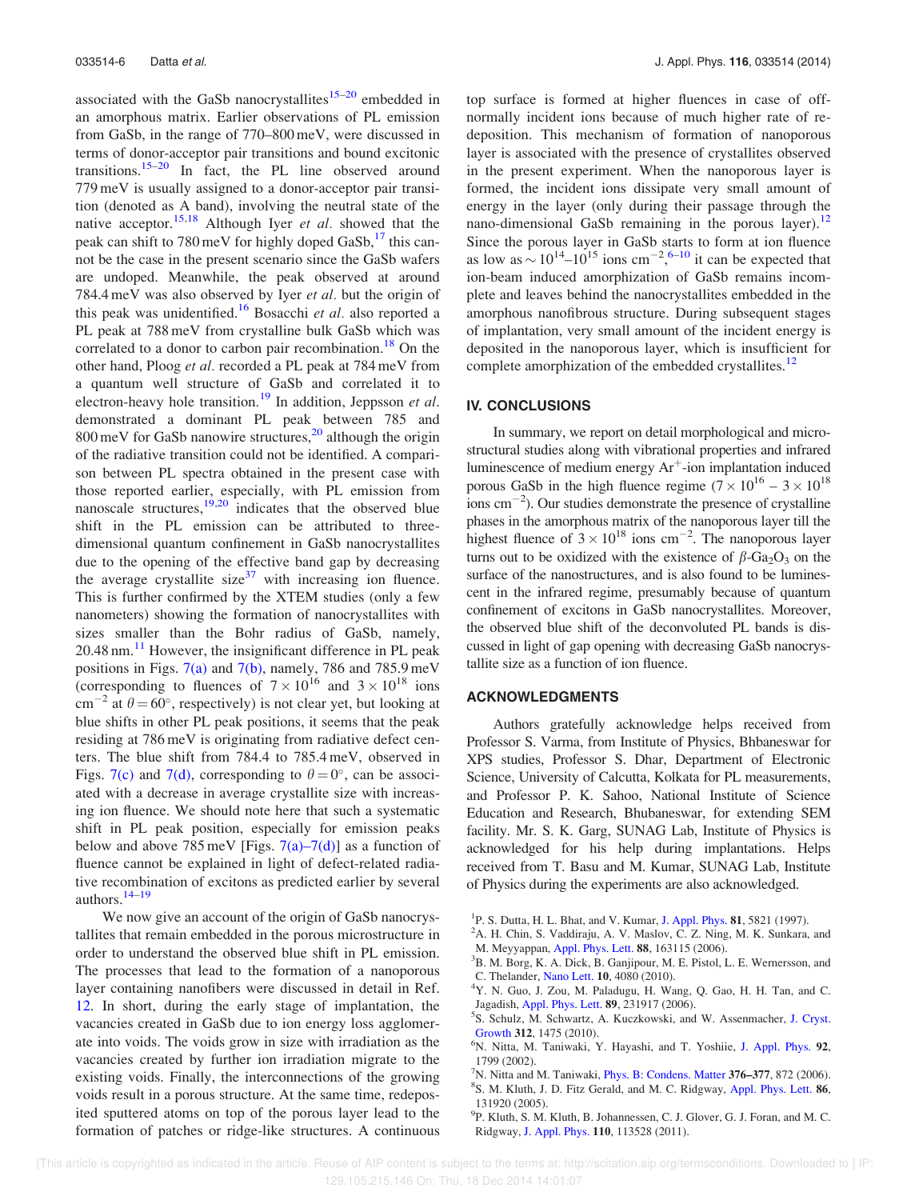associated with the GaSb nanocrystallites[15–20] embedded in an amorphous matrix. Earlier observations of PL emission from GaSb, in the range of 770–800 meV, were discussed in terms of donor-acceptor pair transitions and bound excitonic transitions.[15–20] In fact, the PL line observed around 779 meV is usually assigned to a donor-acceptor pair transition (denoted as A band), involving the neutral state of the native acceptor.[15,18] Although Iyer *et al.* showed that the peak can shift to 780 meV for highly doped GaSb,[17] this cannot be the case in the present scenario since the GaSb wafers are undoped. Meanwhile, the peak observed at around 784.4 meV was also observed by Iyer *et al.* but the origin of this peak was unidentified.[16] Bosacchi *et al.* also reported a PL peak at 788 meV from crystalline bulk GaSb which was correlated to a donor to carbon pair recombination.[18] On the other hand, Ploog *et al.* recorded a PL peak at 784 meV from a quantum well structure of GaSb and correlated it to electron-heavy hole transition.[19] In addition, Jeppsson *et al.* demonstrated a dominant PL peak between 785 and 800 meV for GaSb nanowire structures,[20] although the origin of the radiative transition could not be identified. A comparison between PL spectra obtained in the present case with those reported earlier, especially, with PL emission from nanoscale structures,[19,20] indicates that the observed blue shift in the PL emission can be attributed to three-dimensional quantum confinement in GaSb nanocrystallites due to the opening of the effective band gap by decreasing the average crystallite size[37] with increasing ion fluence. This is further confirmed by the XTEM studies (only a few nanometers) showing the formation of nanocrystallites with sizes smaller than the Bohr radius of GaSb, namely, 20.48 nm.[11] However, the insignificant difference in PL peak positions in Figs. 7(a) and 7(b), namely, 786 and 785.9 meV (corresponding to fluences of $7 \times 10^{16}$ and $3 \times 10^{18}$ ions $\mathrm{cm}^{-2}$ at $\theta = 60^{\circ}$, respectively) is not clear yet, but looking at blue shifts in other PL peak positions, it seems that the peak residing at 786 meV is originating from radiative defect centers. The blue shift from 784.4 to 785.4 meV, observed in Figs. 7(c) and 7(d), corresponding to $\theta = 0^{\circ}$, can be associated with a decrease in average crystallite size with increasing ion fluence. We should note here that such a systematic shift in PL peak position, especially for emission peaks below and above 785 meV [Figs. 7(a)–7(d)] as a function of fluence cannot be explained in light of defect-related radiative recombination of excitons as predicted earlier by several authors.[14–19]

We now give an account of the origin of GaSb nanocrystallites that remain embedded in the porous microstructure in order to understand the observed blue shift in PL emission. The processes that lead to the formation of a nanoporous layer containing nanofibers were discussed in detail in Ref. 12. In short, during the early stage of implantation, the vacancies created in GaSb due to ion energy loss agglomerate into voids. The voids grow in size with irradiation as the vacancies created by further ion irradiation migrate to the existing voids. Finally, the interconnections of the growing voids result in a porous structure. At the same time, redeposited sputtered atoms on top of the porous layer lead to the formation of patches or ridge-like structures. A continuous top surface is formed at higher fluences in case of off-normally incident ions because of much higher rate of re-deposition. This mechanism of formation of nanoporous layer is associated with the presence of crystallites observed in the present experiment. When the nanoporous layer is formed, the incident ions dissipate very small amount of energy in the layer (only during their passage through the nano-dimensional GaSb remaining in the porous layer).[12] Since the porous layer in GaSb starts to form at ion fluence as low as $\sim 10^{14}$–$10^{15}$ ions $\mathrm{cm}^{-2}$,[6–10] it can be expected that ion-beam induced amorphization of GaSb remains incomplete and leaves behind the nanocrystallites embedded in the amorphous nanofibrous structure. During subsequent stages of implantation, very small amount of the incident energy is deposited in the nanoporous layer, which is insufficient for complete amorphization of the embedded crystallites.[12]

## IV. CONCLUSIONS

In summary, we report on detail morphological and microstructural studies along with vibrational properties and infrared luminescence of medium energy $\mathrm{Ar}^{+}$-ion implantation induced porous GaSb in the high fluence regime ($7 \times 10^{16}$ – $3 \times 10^{18}$ ions $\mathrm{cm}^{-2}$). Our studies demonstrate the presence of crystalline phases in the amorphous matrix of the nanoporous layer till the highest fluence of $3 \times 10^{18}$ ions $\mathrm{cm}^{-2}$. The nanoporous layer turns out to be oxidized with the existence of $\beta$-$Ga_2O_3$ on the surface of the nanostructures, and is also found to be luminescent in the infrared regime, presumably because of quantum confinement of excitons in GaSb nanocrystallites. Moreover, the observed blue shift of the deconvoluted PL bands is discussed in light of gap opening with decreasing GaSb nanocrystallite size as a function of ion fluence.

## ACKNOWLEDGMENTS

Authors gratefully acknowledge helps received from Professor S. Varma, from Institute of Physics, Bhbaneswar for XPS studies, Professor S. Dhar, Department of Electronic Science, University of Calcutta, Kolkata for PL measurements, and Professor P. K. Sahoo, National Institute of Science Education and Research, Bhubaneswar, for extending SEM facility. Mr. S. K. Garg, SUNAG Lab, Institute of Physics is acknowledged for his help during implantations. Helps received from T. Basu and M. Kumar, SUNAG Lab, Institute of Physics during the experiments are also acknowledged.

[1] P. S. Dutta, H. L. Bhat, and V. Kumar, J. Appl. Phys. **81**, 5821 (1997).
[2] A. H. Chin, S. Vaddiraju, A. V. Maslov, C. Z. Ning, M. K. Sunkara, and M. Meyyappan, Appl. Phys. Lett. **88**, 163115 (2006).
[3] B. M. Borg, K. A. Dick, B. Ganjipour, M. E. Pistol, L. E. Wernersson, and C. Thelander, Nano Lett. **10**, 4080 (2010).
[4] Y. N. Guo, J. Zou, M. Paladugu, H. Wang, Q. Gao, H. H. Tan, and C. Jagadish, Appl. Phys. Lett. **89**, 231917 (2006).
[5] S. Schulz, M. Schwartz, A. Kuczkowski, and W. Assenmacher, J. Cryst. Growth **312**, 1475 (2010).
[6] N. Nitta, M. Taniwaki, Y. Hayashi, and T. Yoshiie, J. Appl. Phys. **92**, 1799 (2002).
[7] N. Nitta and M. Taniwaki, Phys. B: Condens. Matter **376–377**, 872 (2006).
[8] S. M. Kluth, J. D. Fitz Gerald, and M. C. Ridgway, Appl. Phys. Lett. **86**, 131920 (2005).
[9] P. Kluth, S. M. Kluth, B. Johannessen, C. J. Glover, G. J. Foran, and M. C. Ridgway, J. Appl. Phys. **110**, 113528 (2011).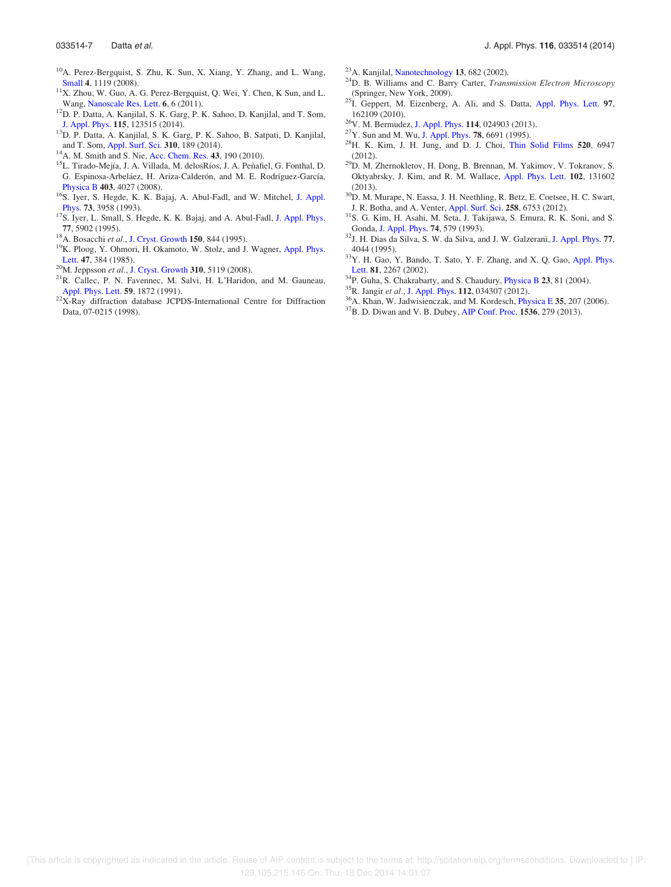[10] A. Perez-Bergquist, S. Zhu, K. Sun, X. Xiang, Y. Zhang, and L. Wang, Small **4**, 1119 (2008).

[11] X. Zhou, W. Guo, A. G. Perez-Bergquist, Q. Wei, Y. Chen, K Sun, and L. Wang, Nanoscale Res. Lett. **6**, 6 (2011).

[12] D. P. Datta, A. Kanjilal, S. K. Garg, P. K. Sahoo, D. Kanjilal, and T. Som, J. Appl. Phys. **115**, 123515 (2014).

[13] D. P. Datta, A. Kanjilal, S. K. Garg, P. K. Sahoo, B. Satpati, D. Kanjilal, and T. Som, Appl. Surf. Sci. **310**, 189 (2014).

[14] A. M. Smith and S. Nie, Acc. Chem. Res. **43**, 190 (2010).

[15] L. Tirado-Mejía, J. A. Villada, M. delosRíos, J. A. Peñafiel, G. Fonthal, D. G. Espinosa-Arbeláez, H. Ariza-Calderón, and M. E. Rodríguez-García, Physica B **403**, 4027 (2008).

[16] S. Iyer, S. Hegde, K. K. Bajaj, A. Abul-Fadl, and W. Mitchel, J. Appl. Phys. **73**, 3958 (1993).

[17] S. Iyer, L. Small, S. Hegde, K. K. Bajaj, and A. Abul-Fadl, J. Appl. Phys. **77**, 5902 (1995).

[18] A. Bosacchi *et al.*, J. Cryst. Growth **150**, 844 (1995).

[19] K. Ploog, Y. Ohmori, H. Okamoto, W. Stolz, and J. Wagner, Appl. Phys. Lett. **47**, 384 (1985).

[20] M. Jeppsson *et al.*, J. Cryst. Growth **310**, 5119 (2008).

[21] R. Callec, P. N. Favennec, M. Salvi, H. L'Haridon, and M. Gauneau, Appl. Phys. Lett. **59**, 1872 (1991).

[22] X-Ray diffraction database JCPDS-International Centre for Diffraction Data, 07-0215 (1998).

[23] A. Kanjilal, Nanotechnology **13**, 682 (2002).

[24] D. B. Williams and C. Barry Carter, *Transmission Electron Microscopy* (Springer, New York, 2009).

[25] I. Geppert, M. Eizenberg, A. Ali, and S. Datta, Appl. Phys. Lett. **97**, 162109 (2010).

[26] V. M. Bermudez, J. Appl. Phys. **114**, 024903 (2013).

[27] Y. Sun and M. Wu, J. Appl. Phys. **78**, 6691 (1995).

[28] H. K. Kim, J. H. Jung, and D. J. Choi, Thin Solid Films **520**, 6947 (2012).

[29] D. M. Zhernokletov, H. Dong, B. Brennan, M. Yakimov, V. Tokranov, S. Oktyabrsky, J. Kim, and R. M. Wallace, Appl. Phys. Lett. **102**, 131602 (2013).

[30] D. M. Murape, N. Eassa, J. H. Neethling, R. Betz, E. Coetsee, H. C. Swart, J. R. Botha, and A. Venter, Appl. Surf. Sci. **258**, 6753 (2012).

[31] S. G. Kim, H. Asahi, M. Seta, J. Takijawa, S. Emura, R. K. Soni, and S. Gonda, J. Appl. Phys. **74**, 579 (1993).

[32] J. H. Dias da Silva, S. W. da Silva, and J. W. Galzerani, J. Appl. Phys. **77**, 4044 (1995).

[33] Y. H. Gao, Y. Bando, T. Sato, Y. F. Zhang, and X. Q. Gao, Appl. Phys. Lett. **81**, 2267 (2002).

[34] P. Guha, S. Chakrabarty, and S. Chaudury, Physica B **23**, 81 (2004).

[35] R. Jangir *et al.*, J. Appl. Phys. **112**, 034307 (2012).

[36] A. Khan, W. Jadwisienczak, and M. Kordesch, Physica E **35**, 207 (2006).

[37] B. D. Diwan and V. B. Dubey, AIP Conf. Proc. **1536**, 279 (2013).